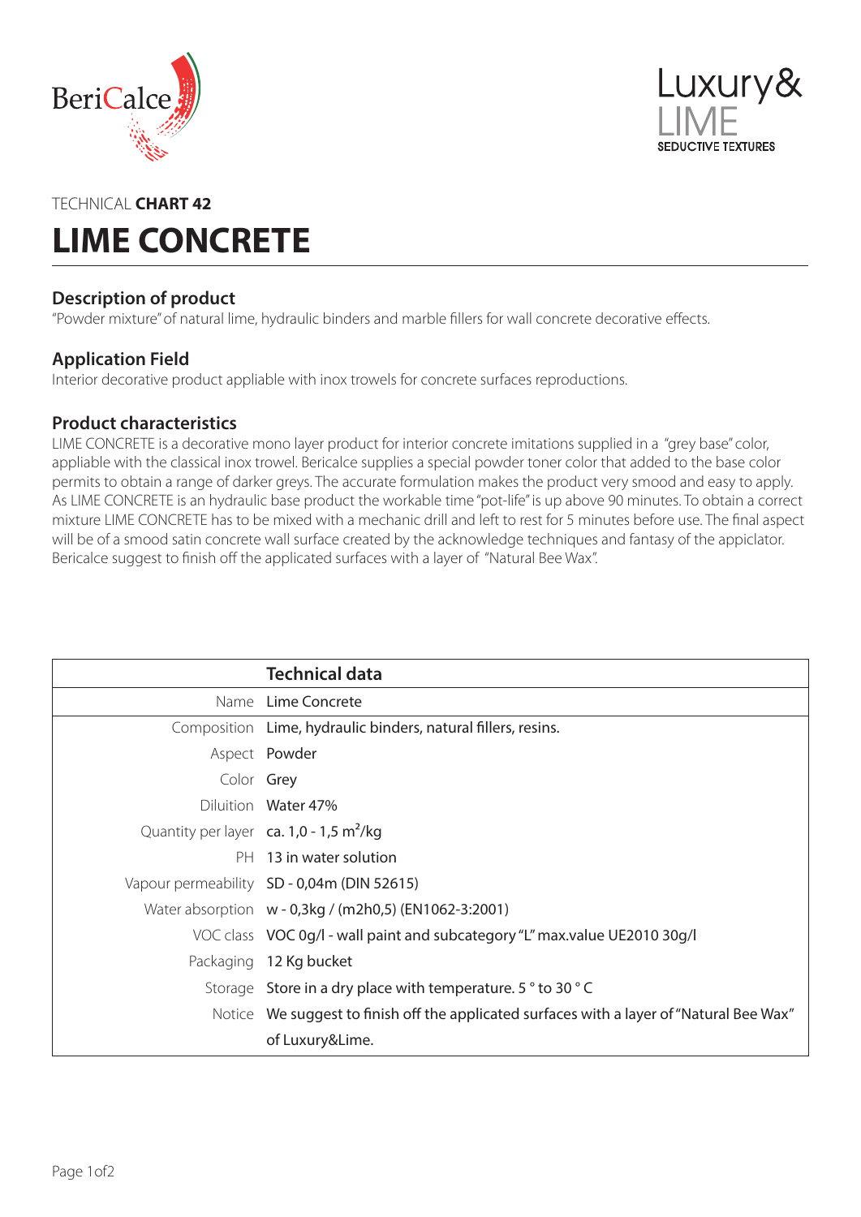TECHNICAL **CHART 42**

# LIME CONCRETE

## Description of product

"Powder mixture" of natural lime, hydraulic binders and marble fillers for wall concrete decorative effects.

## Application Field

Interior decorative product appliable with inox trowels for concrete surfaces reproductions.

## Product characteristics

LIME CONCRETE is a decorative mono layer product for interior concrete imitations supplied in a "grey base" color, appliable with the classical inox trowel. Bericalce supplies a special powder toner color that added to the base color permits to obtain a range of darker greys. The accurate formulation makes the product very smood and easy to apply. As LIME CONCRETE is an hydraulic base product the workable time "pot-life" is up above 90 minutes. To obtain a correct mixture LIME CONCRETE has to be mixed with a mechanic drill and left to rest for 5 minutes before use. The final aspect will be of a smood satin concrete wall surface created by the acknowledge techniques and fantasy of the appiclator. Bericalce suggest to finish off the applicated surfaces with a layer of "Natural Bee Wax".

| | Technical data |
|---|---|
| Name | Lime Concrete |
| Composition | Lime, hydraulic binders, natural fillers, resins. |
| Aspect | Powder |
| Color | Grey |
| Diluition | Water 47% |
| Quantity per layer | ca. 1,0 - 1,5 $m^2$/kg |
| PH | 13 in water solution |
| Vapour permeability | SD - 0,04m (DIN 52615) |
| Water absorption | w - 0,3kg / (m2h0,5) (EN1062-3:2001) |
| VOC class | VOC 0g/l - wall paint and subcategory "L" max.value UE2010 30g/l |
| Packaging | 12 Kg bucket |
| Storage | Store in a dry place with temperature. 5 ° to 30 ° C |
| Notice | We suggest to finish off the applicated surfaces with a layer of "Natural Bee Wax" of Luxury&Lime. |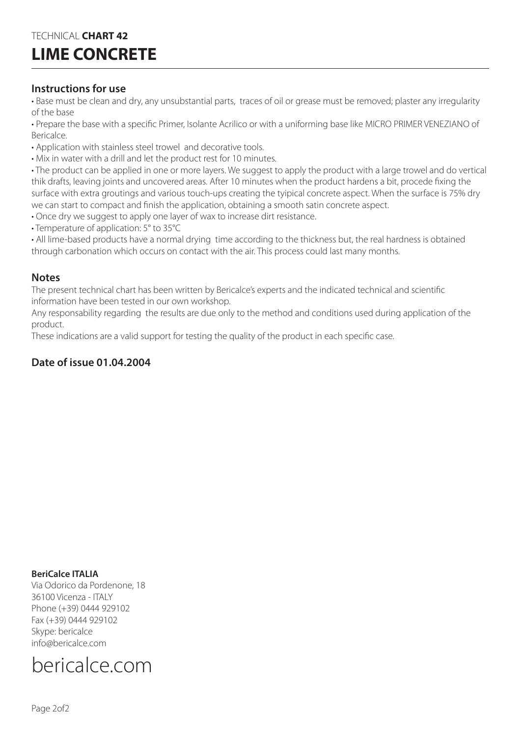TECHNICAL **CHART 42**

# LIME CONCRETE

## Instructions for use

- Base must be clean and dry, any unsubstantial parts, traces of oil or grease must be removed; plaster any irregularity of the base
- Prepare the base with a specific Primer, Isolante Acrilico or with a uniforming base like MICRO PRIMER VENEZIANO of Bericalce.
- Application with stainless steel trowel and decorative tools.
- Mix in water with a drill and let the product rest for 10 minutes.
- The product can be applied in one or more layers. We suggest to apply the product with a large trowel and do vertical thik drafts, leaving joints and uncovered areas. After 10 minutes when the product hardens a bit, procede fixing the surface with extra groutings and various touch-ups creating the tyipical concrete aspect. When the surface is 75% dry we can start to compact and finish the application, obtaining a smooth satin concrete aspect.
- Once dry we suggest to apply one layer of wax to increase dirt resistance.
- Temperature of application: 5° to 35°C
- All lime-based products have a normal drying time according to the thickness but, the real hardness is obtained through carbonation which occurs on contact with the air. This process could last many months.

## Notes

The present technical chart has been written by Bericalce's experts and the indicated technical and scientific information have been tested in our own workshop.

Any responsability regarding the results are due only to the method and conditions used during application of the product.

These indications are a valid support for testing the quality of the product in each specific case.

**Date of issue 01.04.2004**

**BeriCalce ITALIA**
Via Odorico da Pordenone, 18
36100 Vicenza - ITALY
Phone (+39) 0444 929102
Fax (+39) 0444 929102
Skype: bericalce
info@bericalce.com

bericalce.com